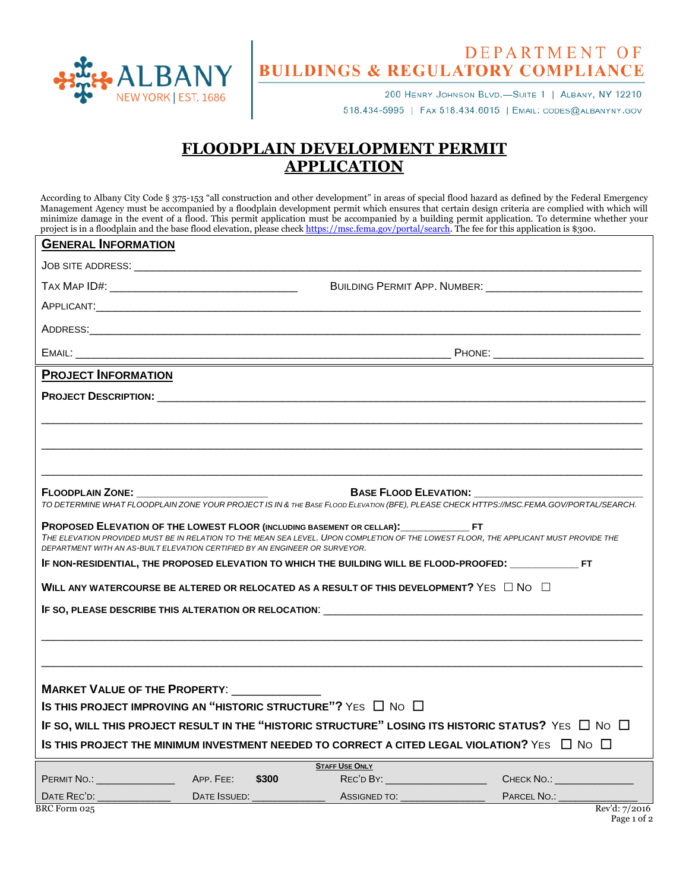ALBANY
NEW YORK | EST. 1686

DEPARTMENT OF
BUILDINGS & REGULATORY COMPLIANCE

200 HENRY JOHNSON BLVD.—SUITE 1 | ALBANY, NY 12210
518.434-5995 | FAX 518.434.6015 | EMAIL: CODES@ALBANYNY.GOV

# FLOODPLAIN DEVELOPMENT PERMIT APPLICATION

According to Albany City Code § 375-153 "all construction and other development" in areas of special flood hazard as defined by the Federal Emergency Management Agency must be accompanied by a floodplain development permit which ensures that certain design criteria are complied with which will minimize damage in the event of a flood. This permit application must be accompanied by a building permit application. To determine whether your project is in a floodplain and the base flood elevation, please check https://msc.fema.gov/portal/search. The fee for this application is $300.

## GENERAL INFORMATION

JOB SITE ADDRESS: ______________________________________________

TAX MAP ID#: ______________________ BUILDING PERMIT APP. NUMBER: ______________________

APPLICANT: ______________________________________________

ADDRESS: ______________________________________________

EMAIL: ______________________________ PHONE: ______________________

## PROJECT INFORMATION

**PROJECT DESCRIPTION:** ______________________________________________

______________________________________________

______________________________________________

______________________________________________

**FLOODPLAIN ZONE:** ______________________ **BASE FLOOD ELEVATION:** ______________________

*TO DETERMINE WHAT FLOODPLAIN ZONE YOUR PROJECT IS IN & THE BASE FLOOD ELEVATION (BFE), PLEASE CHECK HTTPS://MSC.FEMA.GOV/PORTAL/SEARCH.*

**PROPOSED ELEVATION OF THE LOWEST FLOOR (INCLUDING BASEMENT OR CELLAR):** ____________ **FT**

*THE ELEVATION PROVIDED MUST BE IN RELATION TO THE MEAN SEA LEVEL. UPON COMPLETION OF THE LOWEST FLOOR, THE APPLICANT MUST PROVIDE THE DEPARTMENT WITH AN AS-BUILT ELEVATION CERTIFIED BY AN ENGINEER OR SURVEYOR.*

**IF NON-RESIDENTIAL, THE PROPOSED ELEVATION TO WHICH THE BUILDING WILL BE FLOOD-PROOFED:** ____________ **FT**

**WILL ANY WATERCOURSE BE ALTERED OR RELOCATED AS A RESULT OF THIS DEVELOPMENT?** YES ☐ NO ☐

**IF SO, PLEASE DESCRIBE THIS ALTERATION OR RELOCATION:** ______________________________________________

______________________________________________

______________________________________________

**MARKET VALUE OF THE PROPERTY:** ______________

**IS THIS PROJECT IMPROVING AN "HISTORIC STRUCTURE"?** YES ☐ NO ☐

**IF SO, WILL THIS PROJECT RESULT IN THE "HISTORIC STRUCTURE" LOSING ITS HISTORIC STATUS?** YES ☐ NO ☐

**IS THIS PROJECT THE MINIMUM INVESTMENT NEEDED TO CORRECT A CITED LEGAL VIOLATION?** YES ☐ NO ☐

**STAFF USE ONLY**

| | | | |
|---|---|---|---|
| PERMIT NO.: ______________ | APP. FEE: **$300** | REC'D BY: ______________ | CHECK NO.: ______________ |
| DATE REC'D: ______________ | DATE ISSUED: ______________ | ASSIGNED TO: ______________ | PARCEL NO.: ______________ |

BRC Form 025 Rev'd: 7/2016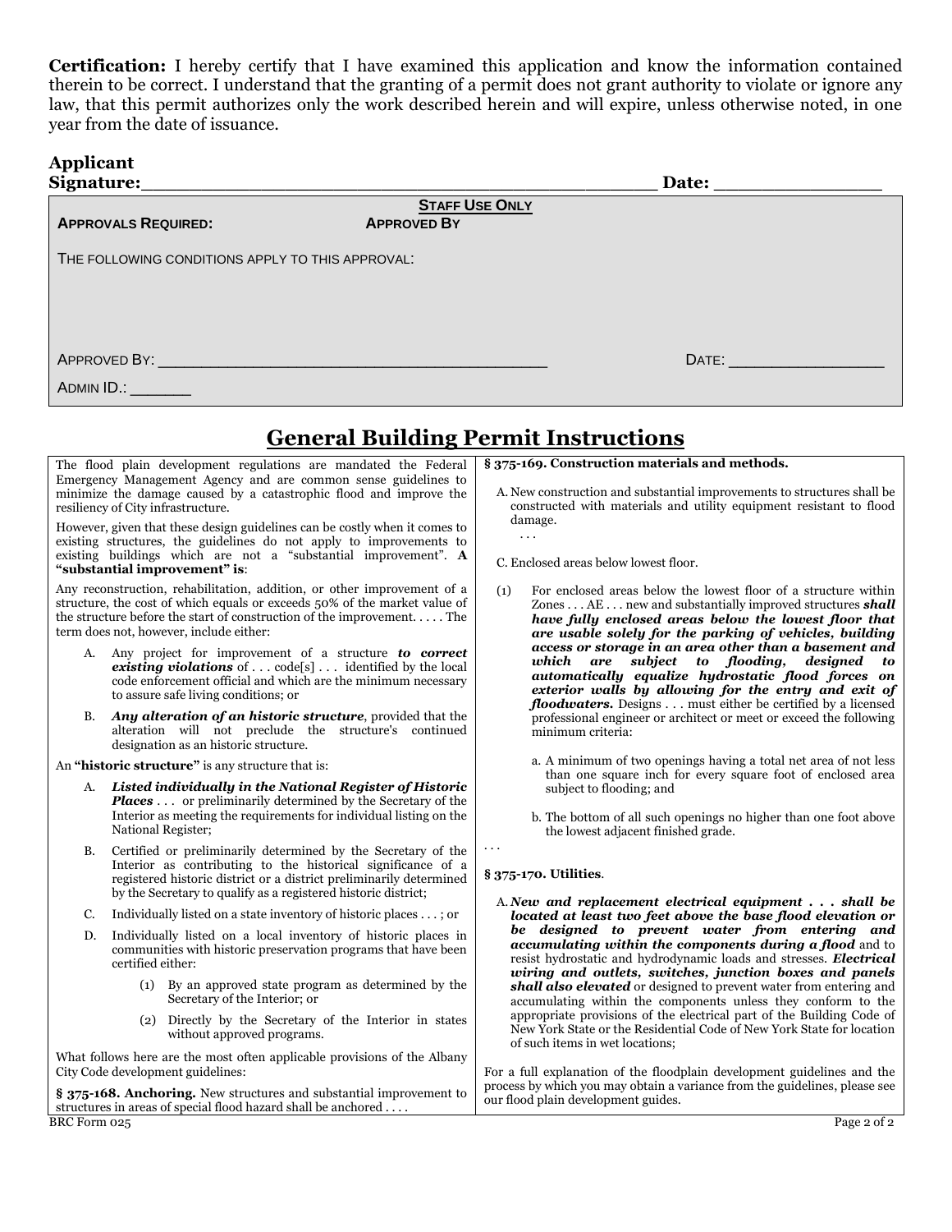**Certification:** I hereby certify that I have examined this application and know the information contained therein to be correct. I understand that the granting of a permit does not grant authority to violate or ignore any law, that this permit authorizes only the work described herein and will expire, unless otherwise noted, in one year from the date of issuance.

**Applicant Signature:**_____________________________________________ **Date:** _______________

**STAFF USE ONLY**

**APPROVALS REQUIRED:** **APPROVED BY**

THE FOLLOWING CONDITIONS APPLY TO THIS APPROVAL:

APPROVED BY: ________________________________________ DATE: _________________

ADMIN ID.: _______

# General Building Permit Instructions

The flood plain development regulations are mandated the Federal Emergency Management Agency and are common sense guidelines to minimize the damage caused by a catastrophic flood and improve the resiliency of City infrastructure.

However, given that these design guidelines can be costly when it comes to existing structures, the guidelines do not apply to improvements to existing buildings which are not a "substantial improvement". **A "substantial improvement" is**:

Any reconstruction, rehabilitation, addition, or other improvement of a structure, the cost of which equals or exceeds 50% of the market value of the structure before the start of construction of the improvement. . . . . The term does not, however, include either:

A. Any project for improvement of a structure ***to correct existing violations*** of . . . code[s] . . . identified by the local code enforcement official and which are the minimum necessary to assure safe living conditions; or

B. ***Any alteration of an historic structure***, provided that the alteration will not preclude the structure's continued designation as an historic structure.

An **"historic structure"** is any structure that is:

A. ***Listed individually in the National Register of Historic Places*** . . . or preliminarily determined by the Secretary of the Interior as meeting the requirements for individual listing on the National Register;

B. Certified or preliminarily determined by the Secretary of the Interior as contributing to the historical significance of a registered historic district or a district preliminarily determined by the Secretary to qualify as a registered historic district;

C. Individually listed on a state inventory of historic places . . . ; or

D. Individually listed on a local inventory of historic places in communities with historic preservation programs that have been certified either:

   (1) By an approved state program as determined by the Secretary of the Interior; or

   (2) Directly by the Secretary of the Interior in states without approved programs.

What follows here are the most often applicable provisions of the Albany City Code development guidelines:

**§ 375-168. Anchoring.** New structures and substantial improvement to structures in areas of special flood hazard shall be anchored . . . .

**§ 375-169. Construction materials and methods.**

A. New construction and substantial improvements to structures shall be constructed with materials and utility equipment resistant to flood damage.

. . .

C. Enclosed areas below lowest floor.

(1) For enclosed areas below the lowest floor of a structure within Zones . . . AE . . . new and substantially improved structures ***shall have fully enclosed areas below the lowest floor that are usable solely for the parking of vehicles, building access or storage in an area other than a basement and which are subject to flooding, designed to automatically equalize hydrostatic flood forces on exterior walls by allowing for the entry and exit of floodwaters.*** Designs . . . must either be certified by a licensed professional engineer or architect or meet or exceed the following minimum criteria:

   a. A minimum of two openings having a total net area of not less than one square inch for every square foot of enclosed area subject to flooding; and

   b. The bottom of all such openings no higher than one foot above the lowest adjacent finished grade.

. . .

**§ 375-170. Utilities**.

A. ***New and replacement electrical equipment . . . shall be located at least two feet above the base flood elevation or be designed to prevent water from entering and accumulating within the components during a flood*** and to resist hydrostatic and hydrodynamic loads and stresses. ***Electrical wiring and outlets, switches, junction boxes and panels shall also elevated*** or designed to prevent water from entering and accumulating within the components unless they conform to the appropriate provisions of the electrical part of the Building Code of New York State or the Residential Code of New York State for location of such items in wet locations;

For a full explanation of the floodplain development guidelines and the process by which you may obtain a variance from the guidelines, please see our flood plain development guides.

BRC Form 025